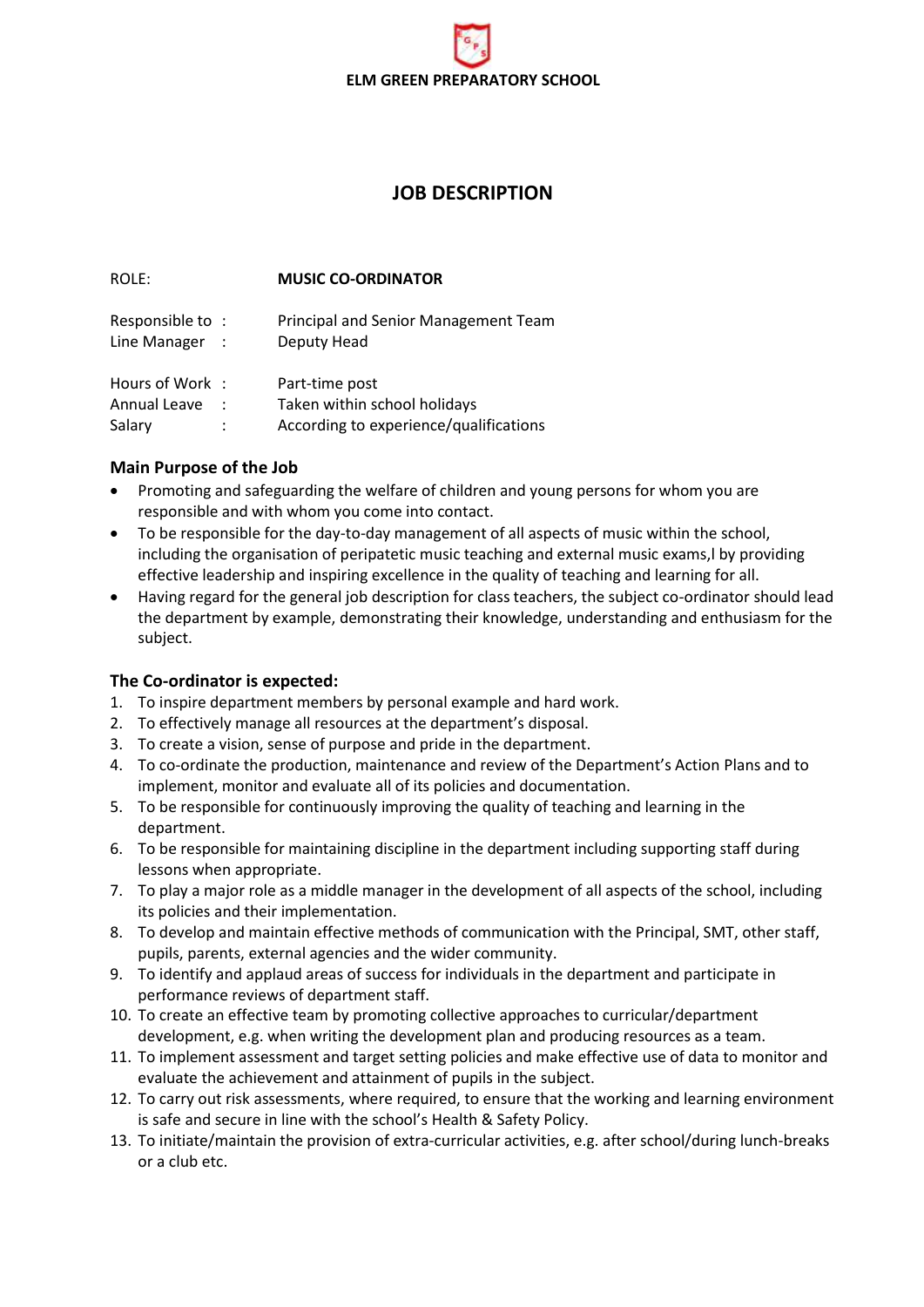**ELM GREEN PREPARATORY SCHOOL**

# JOB DESCRIPTION

| | |
|---|---|
| ROLE: | **MUSIC CO-ORDINATOR** |
| Responsible to : | Principal and Senior Management Team |
| Line Manager : | Deputy Head |
| Hours of Work : | Part-time post |
| Annual Leave : | Taken within school holidays |
| Salary : | According to experience/qualifications |

### Main Purpose of the Job

- Promoting and safeguarding the welfare of children and young persons for whom you are responsible and with whom you come into contact.
- To be responsible for the day-to-day management of all aspects of music within the school, including the organisation of peripatetic music teaching and external music exams,l by providing effective leadership and inspiring excellence in the quality of teaching and learning for all.
- Having regard for the general job description for class teachers, the subject co-ordinator should lead the department by example, demonstrating their knowledge, understanding and enthusiasm for the subject.

### The Co-ordinator is expected:

1. To inspire department members by personal example and hard work.
2. To effectively manage all resources at the department's disposal.
3. To create a vision, sense of purpose and pride in the department.
4. To co-ordinate the production, maintenance and review of the Department's Action Plans and to implement, monitor and evaluate all of its policies and documentation.
5. To be responsible for continuously improving the quality of teaching and learning in the department.
6. To be responsible for maintaining discipline in the department including supporting staff during lessons when appropriate.
7. To play a major role as a middle manager in the development of all aspects of the school, including its policies and their implementation.
8. To develop and maintain effective methods of communication with the Principal, SMT, other staff, pupils, parents, external agencies and the wider community.
9. To identify and applaud areas of success for individuals in the department and participate in performance reviews of department staff.
10. To create an effective team by promoting collective approaches to curricular/department development, e.g. when writing the development plan and producing resources as a team.
11. To implement assessment and target setting policies and make effective use of data to monitor and evaluate the achievement and attainment of pupils in the subject.
12. To carry out risk assessments, where required, to ensure that the working and learning environment is safe and secure in line with the school's Health & Safety Policy.
13. To initiate/maintain the provision of extra-curricular activities, e.g. after school/during lunch-breaks or a club etc.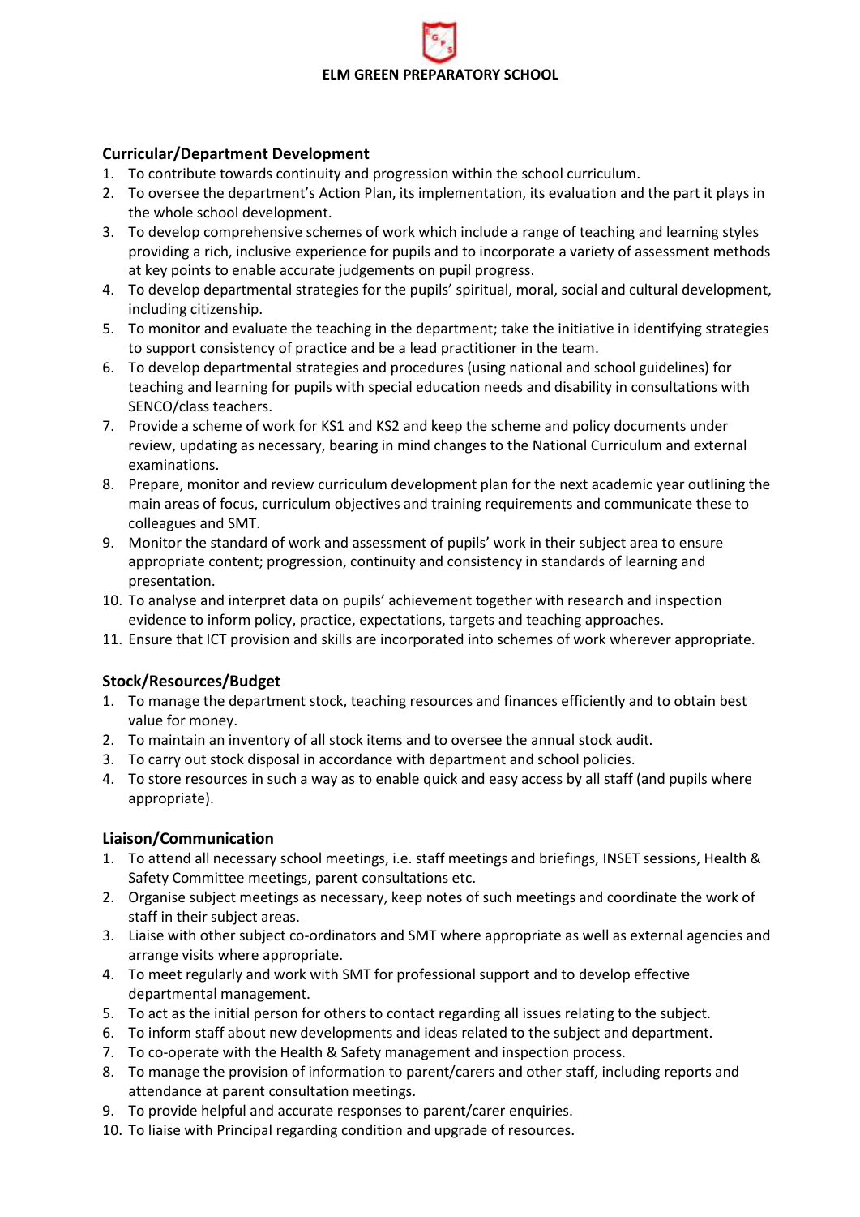## Curricular/Department Development

1. To contribute towards continuity and progression within the school curriculum.
2. To oversee the department's Action Plan, its implementation, its evaluation and the part it plays in the whole school development.
3. To develop comprehensive schemes of work which include a range of teaching and learning styles providing a rich, inclusive experience for pupils and to incorporate a variety of assessment methods at key points to enable accurate judgements on pupil progress.
4. To develop departmental strategies for the pupils' spiritual, moral, social and cultural development, including citizenship.
5. To monitor and evaluate the teaching in the department; take the initiative in identifying strategies to support consistency of practice and be a lead practitioner in the team.
6. To develop departmental strategies and procedures (using national and school guidelines) for teaching and learning for pupils with special education needs and disability in consultations with SENCO/class teachers.
7. Provide a scheme of work for KS1 and KS2 and keep the scheme and policy documents under review, updating as necessary, bearing in mind changes to the National Curriculum and external examinations.
8. Prepare, monitor and review curriculum development plan for the next academic year outlining the main areas of focus, curriculum objectives and training requirements and communicate these to colleagues and SMT.
9. Monitor the standard of work and assessment of pupils' work in their subject area to ensure appropriate content; progression, continuity and consistency in standards of learning and presentation.
10. To analyse and interpret data on pupils' achievement together with research and inspection evidence to inform policy, practice, expectations, targets and teaching approaches.
11. Ensure that ICT provision and skills are incorporated into schemes of work wherever appropriate.

## Stock/Resources/Budget

1. To manage the department stock, teaching resources and finances efficiently and to obtain best value for money.
2. To maintain an inventory of all stock items and to oversee the annual stock audit.
3. To carry out stock disposal in accordance with department and school policies.
4. To store resources in such a way as to enable quick and easy access by all staff (and pupils where appropriate).

## Liaison/Communication

1. To attend all necessary school meetings, i.e. staff meetings and briefings, INSET sessions, Health & Safety Committee meetings, parent consultations etc.
2. Organise subject meetings as necessary, keep notes of such meetings and coordinate the work of staff in their subject areas.
3. Liaise with other subject co-ordinators and SMT where appropriate as well as external agencies and arrange visits where appropriate.
4. To meet regularly and work with SMT for professional support and to develop effective departmental management.
5. To act as the initial person for others to contact regarding all issues relating to the subject.
6. To inform staff about new developments and ideas related to the subject and department.
7. To co-operate with the Health & Safety management and inspection process.
8. To manage the provision of information to parent/carers and other staff, including reports and attendance at parent consultation meetings.
9. To provide helpful and accurate responses to parent/carer enquiries.
10. To liaise with Principal regarding condition and upgrade of resources.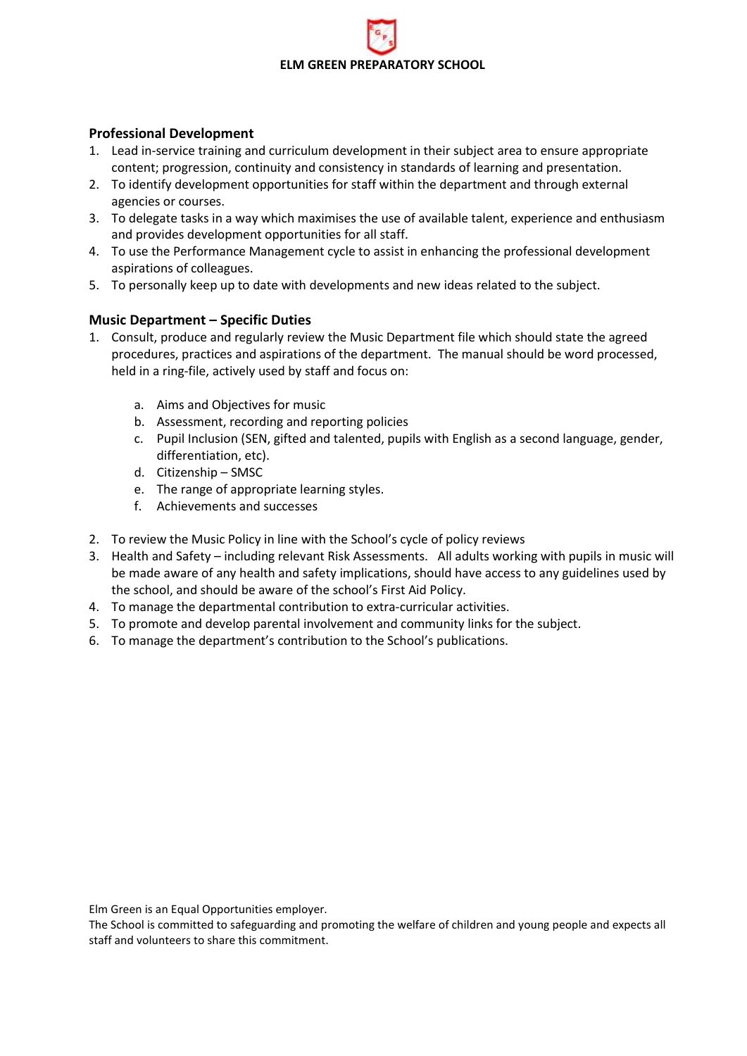## Professional Development

1. Lead in-service training and curriculum development in their subject area to ensure appropriate content; progression, continuity and consistency in standards of learning and presentation.
2. To identify development opportunities for staff within the department and through external agencies or courses.
3. To delegate tasks in a way which maximises the use of available talent, experience and enthusiasm and provides development opportunities for all staff.
4. To use the Performance Management cycle to assist in enhancing the professional development aspirations of colleagues.
5. To personally keep up to date with developments and new ideas related to the subject.

## Music Department – Specific Duties

1. Consult, produce and regularly review the Music Department file which should state the agreed procedures, practices and aspirations of the department. The manual should be word processed, held in a ring-file, actively used by staff and focus on:

    a. Aims and Objectives for music
    b. Assessment, recording and reporting policies
    c. Pupil Inclusion (SEN, gifted and talented, pupils with English as a second language, gender, differentiation, etc).
    d. Citizenship – SMSC
    e. The range of appropriate learning styles.
    f. Achievements and successes

2. To review the Music Policy in line with the School's cycle of policy reviews
3. Health and Safety – including relevant Risk Assessments. All adults working with pupils in music will be made aware of any health and safety implications, should have access to any guidelines used by the school, and should be aware of the school's First Aid Policy.
4. To manage the departmental contribution to extra-curricular activities.
5. To promote and develop parental involvement and community links for the subject.
6. To manage the department's contribution to the School's publications.

Elm Green is an Equal Opportunities employer.
The School is committed to safeguarding and promoting the welfare of children and young people and expects all staff and volunteers to share this commitment.